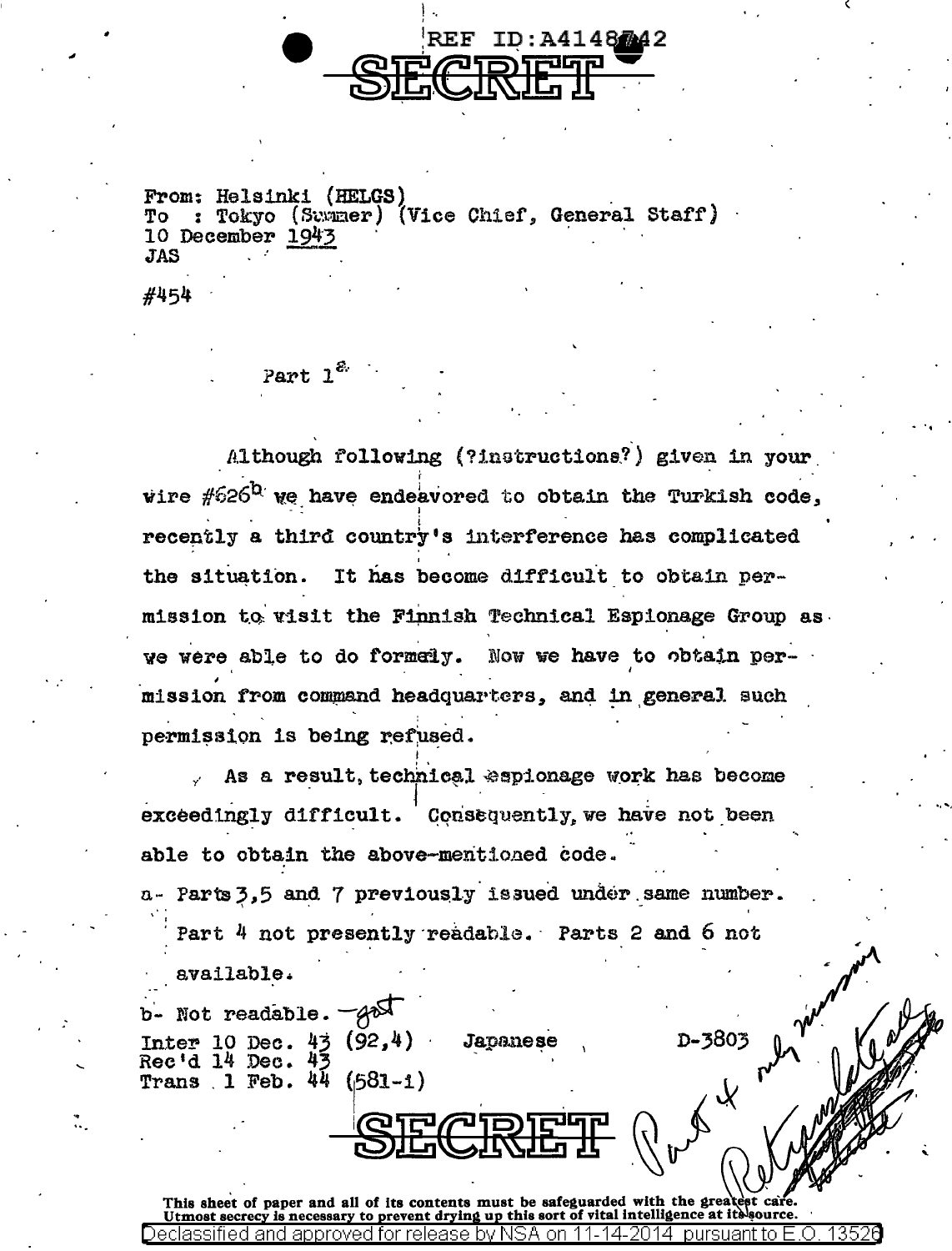REF ID:A4148742

SECRET

From: Helsinki (HELGS)
To : Tokyo (Summer) (Vice Chief, General Staff)
10 December 1943
JAS

#454

Part 1[a]

Although following (?instructions?) given in your wire #626[b] we have endeavored to obtain the Turkish code, recently a third country's interference has complicated the situation. It has become difficult to obtain permission to visit the Finnish Technical Espionage Group as we were able to do formerly. Now we have to obtain permission from command headquarters, and in general such permission is being refused.

As a result, technical espionage work has become exceedingly difficult. Consequently, we have not been able to obtain the above-mentioned code.

a- Parts 3,5 and 7 previously issued under same number. Part 4 not presently readable. Parts 2 and 6 not available.

b- Not readable.

Inter 10 Dec. 43 (92,4) Japanese D-3803
Rec'd 14 Dec. 43
Trans 1 Feb. 44 (581-1)

SECRET

This sheet of paper and all of its contents must be safeguarded with the greatest care. Utmost secrecy is necessary to prevent drying up this sort of vital intelligence at its source.

Declassified and approved for release by NSA on 11-14-2014 pursuant to E.O. 13526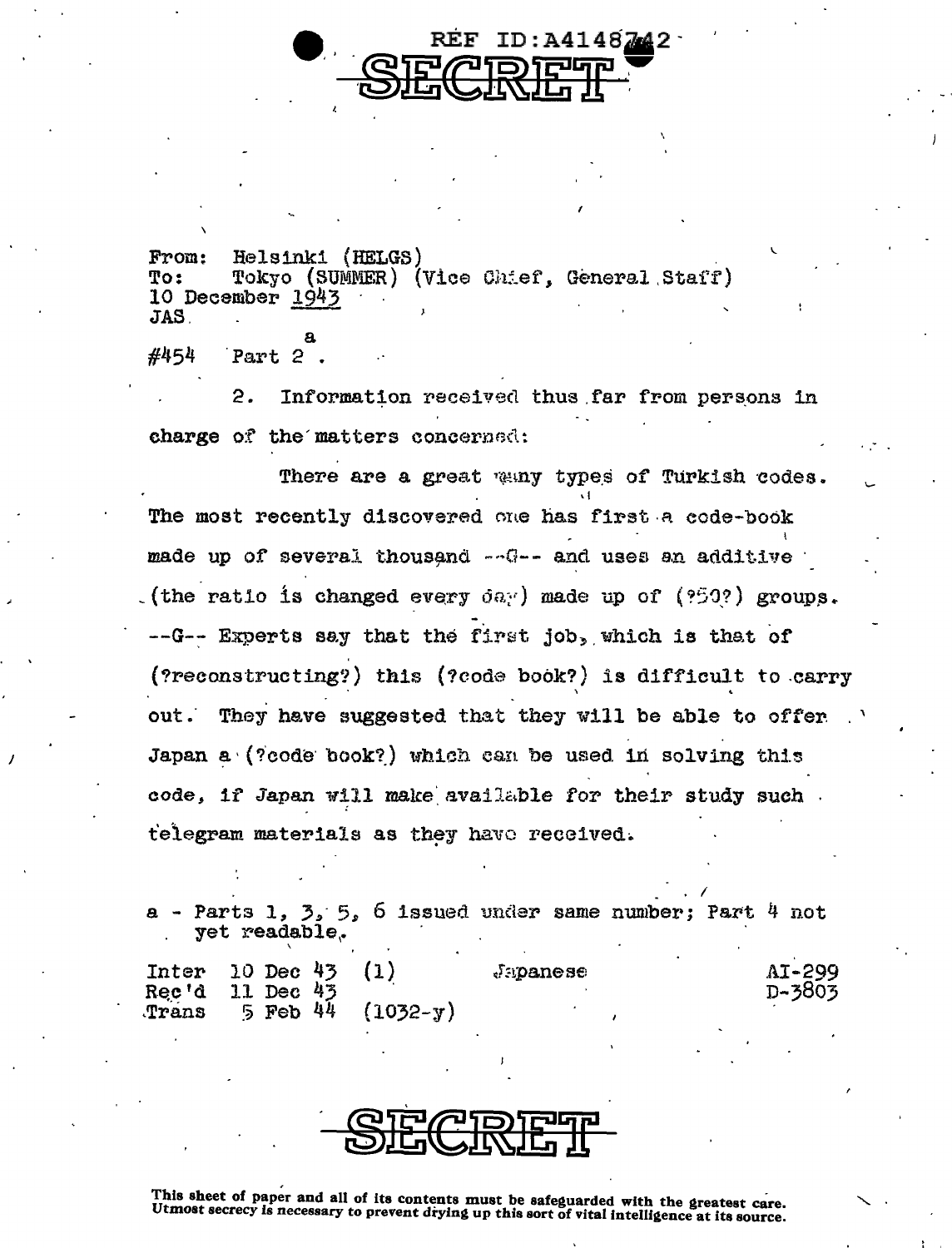REF ID:A4148742

SECRET

From: Helsinki (HELGS)
To: Tokyo (SUMMER) (Vice Chief, General Staff)
10 December 1943
JAS

#454 Part 2[a].

2. Information received thus far from persons in charge of the matters concerned:

There are a great many types of Turkish codes. The most recently discovered one has first a code-book made up of several thousand --G-- and uses an additive (the ratio is changed every day) made up of (?50?) groups. --G-- Experts say that the first job, which is that of (?reconstructing?) this (?code book?) is difficult to carry out. They have suggested that they will be able to offer Japan a (?code book?) which can be used in solving this code, if Japan will make available for their study such telegram materials as they have received.

a - Parts 1, 3, 5, 6 issued under same number; Part 4 not yet readable.

Inter 10 Dec 43 (1) Japanese AI-299
Rec'd 11 Dec 43 D-3803
Trans 5 Feb 44 (1032-y)

SECRET

This sheet of paper and all of its contents must be safeguarded with the greatest care. Utmost secrecy is necessary to prevent drying up this sort of vital intelligence at its source.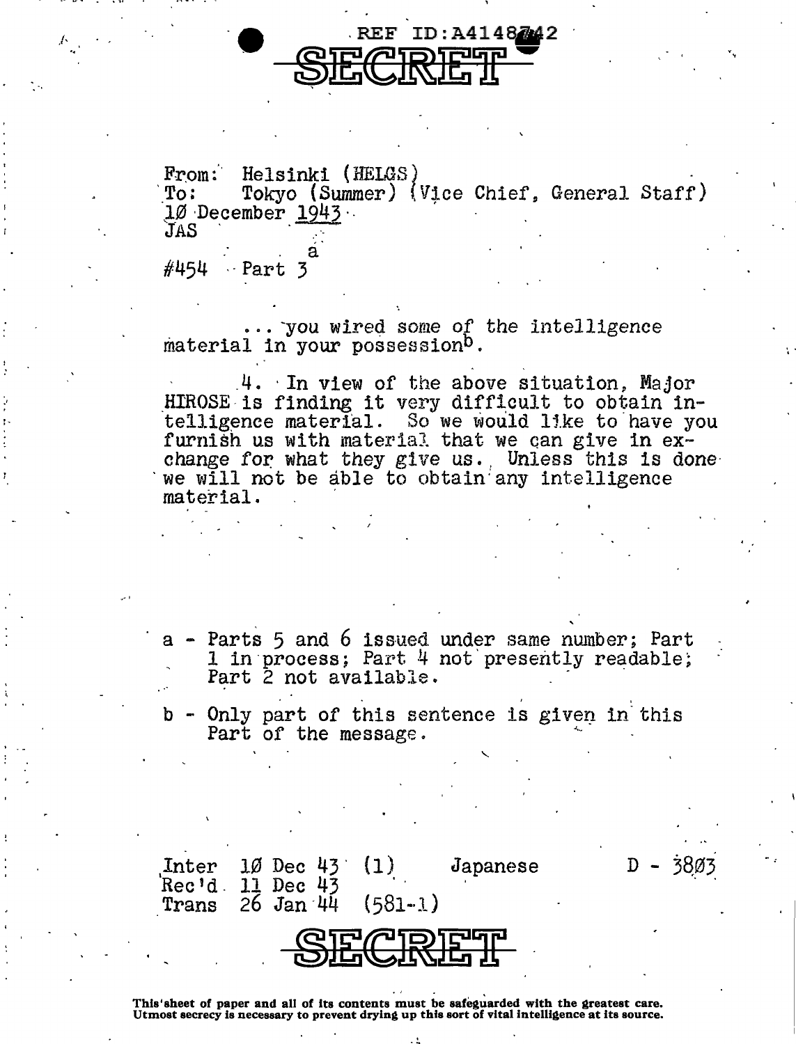REF ID:A4148742

SECRET

From: Helsinki (HELGS)
To: Tokyo (Summer) (Vice Chief, General Staff)
10 December 1943
JAS

#454 Part 3[a]

... you wired some of the intelligence material in your possession[b].

4. In view of the above situation, Major HIROSE is finding it very difficult to obtain intelligence material. So we would like to have you furnish us with material that we can give in exchange for what they give us. Unless this is done we will not be able to obtain any intelligence material.

a - Parts 5 and 6 issued under same number; Part 1 in process; Part 4 not presently readable; Part 2 not available.

b - Only part of this sentence is given in this Part of the message.

Inter 10 Dec 43 (1) Japanese D - 3803
Rec'd 11 Dec 43
Trans 26 Jan 44 (581-1)

SECRET

This sheet of paper and all of its contents must be safeguarded with the greatest care. Utmost secrecy is necessary to prevent drying up this sort of vital intelligence at its source.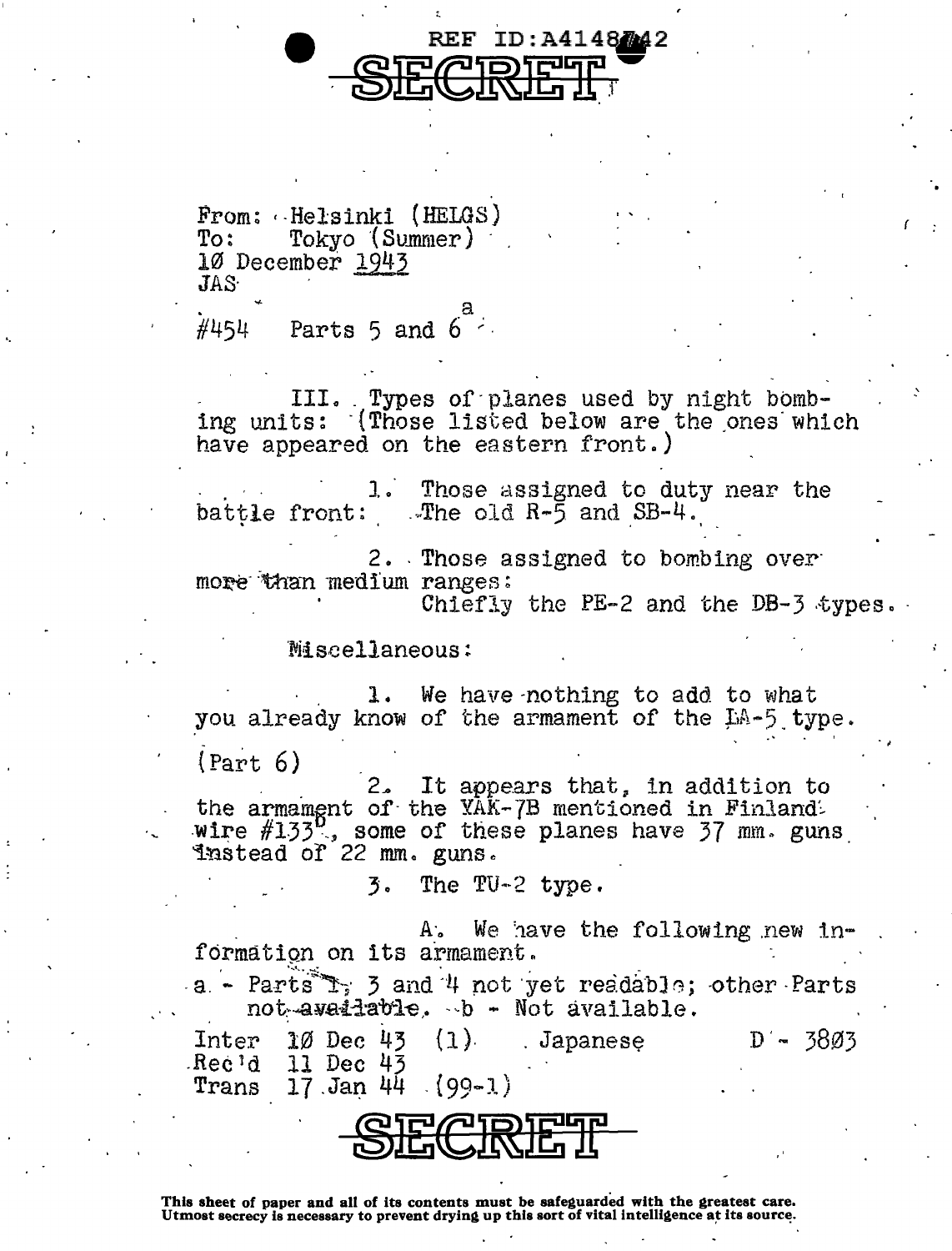REF ID:A4148742

SECRET

From: Helsinki (HELGS)
To: Tokyo (Summer)
10 December 1943
JAS

#454 Parts 5 and 6[a]

III. Types of planes used by night bombing units: (Those listed below are the ones which have appeared on the eastern front.)

1. Those assigned to duty near the battle front: The old R-5 and SB-4.

2. Those assigned to bombing over more than medium ranges:
Chiefly the PE-2 and the DB-3 types.

Miscellaneous:

1. We have nothing to add to what you already know of the armament of the LA-5 type.

(Part 6)

2. It appears that, in addition to the armament of the YAK-7B mentioned in Finland wire #133[b], some of these planes have 37 mm. guns instead of 22 mm. guns.

3. The TU-2 type.

A. We have the following new information on its armament.

a - Parts 1, 3 and 4 not yet readable; other Parts not available. b - Not available.

Inter 10 Dec 43 (1) Japanese D - 3803
Rec'd 11 Dec 43
Trans 17 Jan 44 (99-1)

SECRET

This sheet of paper and all of its contents must be safeguarded with the greatest care.
Utmost secrecy is necessary to prevent drying up this sort of vital intelligence at its source.